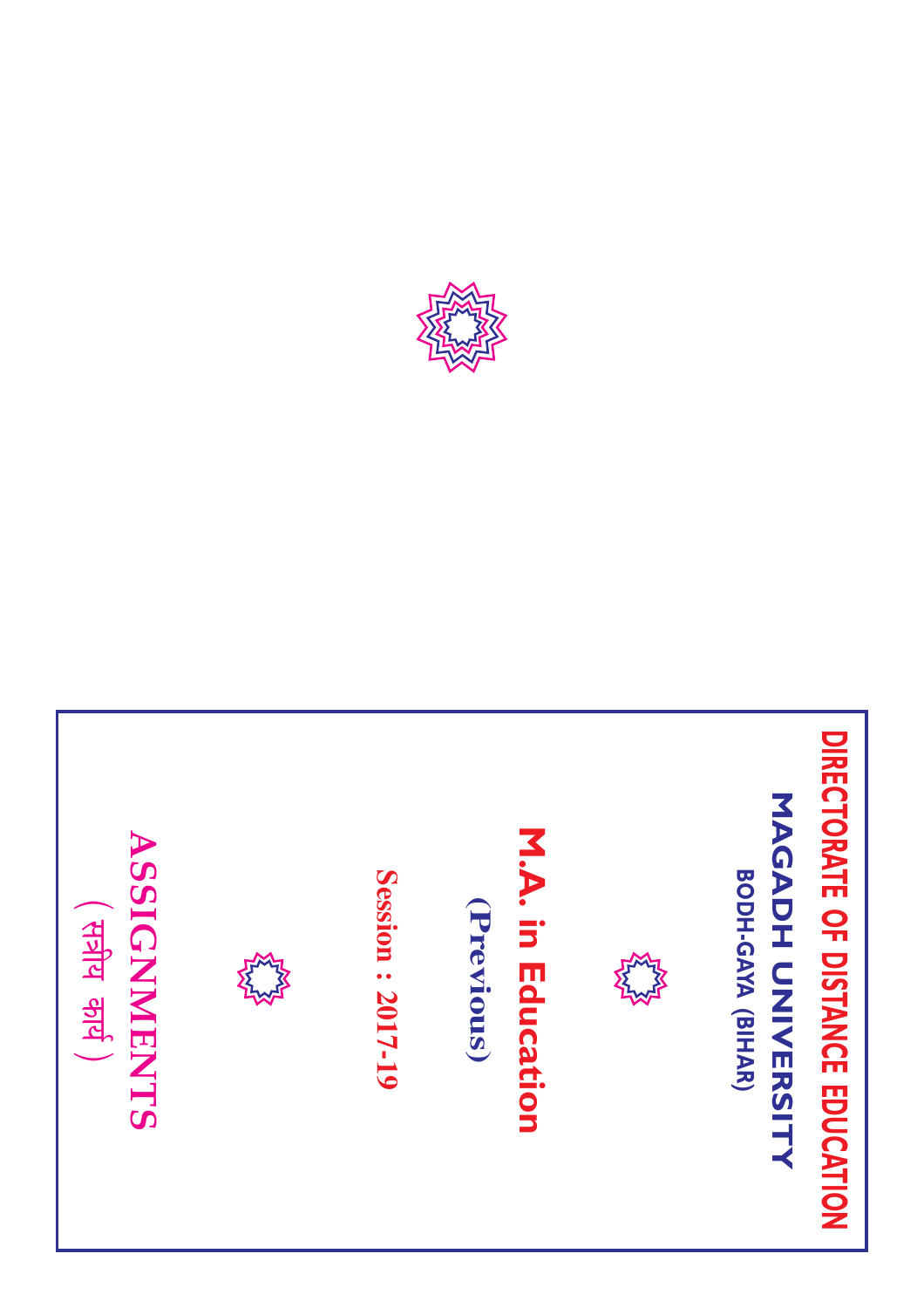# DIRECTORATE OF DISTANCE EDUCATION

## MAGADH UNIVERSITY

BODH-GAYA (BIHAR)

# M.A. in Education

## (Previous)

**Session : 2017-19**

# ASSIGNMENTS

( सत्रीय कार्य )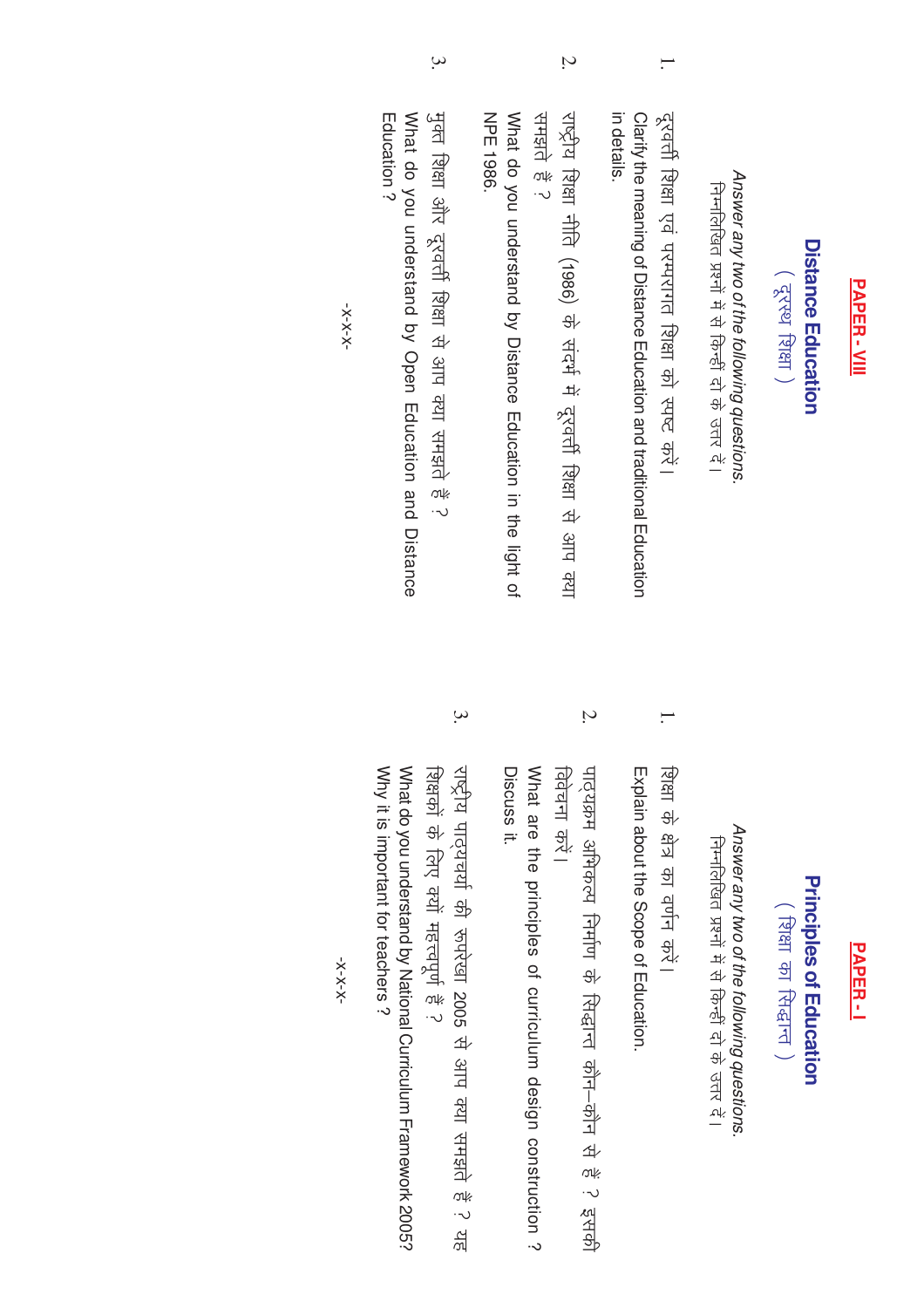## PAPER - VIII

### Distance Education

( दूरस्थ शिक्षा )

*Answer any two of the following questions.*

निम्नलिखित प्रश्नों में से किन्हीं दो के उत्तर दें।

1. दूरवर्ती शिक्षा एवं परम्परागत शिक्षा को स्पष्ट करें।
   Clarify the meaning of Distance Education and traditional Education in details.

2. राष्ट्रीय शिक्षा नीति (1986) के संदर्भ में दूरवर्ती शिक्षा से आप क्या समझते हैं ?
   What do you understand by Distance Education in the light of NPE 1986.

3. मुक्त शिक्षा और दूरवर्ती शिक्षा से आप क्या समझते हैं ?
   What do you understand by Open Education and Distance Education ?

-x-x-x-

## PAPER - I

### Principles of Education

( शिक्षा का सिद्धान्त )

*Answer any two of the following questions.*

निम्नलिखित प्रश्नों में से किन्हीं दो के उत्तर दें।

1. शिक्षा के क्षेत्र का वर्णन करें।
   Explain about the Scope of Education.

2. पाठ्यक्रम अभिकल्प निर्माण के सिद्धान्त कौन–कौन से हैं ? इसकी विवेचना करें।
   What are the principles of curriculum design construction ? Discuss it.

3. राष्ट्रीय पाठ्यचर्या की रूपरेखा 2005 से आप क्या समझते हैं ? यह शिक्षकों के लिए क्यों महत्वपूर्ण है ?
   What do you understand by National Curriculum Framework 2005? Why it is important for teachers ?

-x-x-x-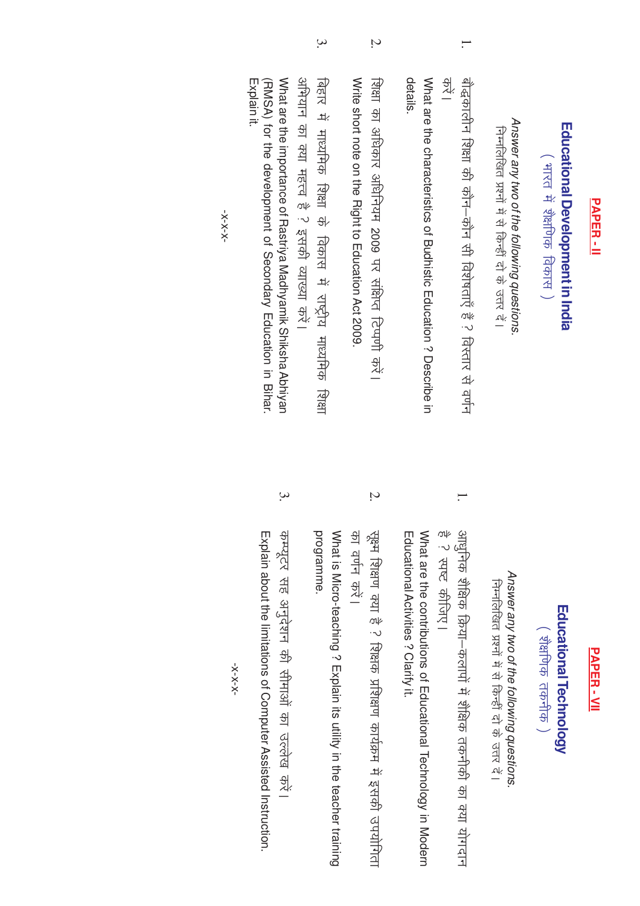## PAPER - II

### Educational Development in India

( भारत में शैक्षिक विकास )

*Answer any two of the following questions.*

निम्नलिखित प्रश्नों में से किन्हीं दो के उत्तर दें।

1. बौद्धकालीन शिक्षा की कौन–कौन सी विशेषताएँ हैं ? विस्तार से वर्णन करें।

   What are the characteristics of Budhistic Education ? Describe in details.

2. शिक्षा का अधिकार अधिनियम 2009 पर संक्षिप्त टिप्पणी करें।

   Write short note on the Right to Education Act 2009.

3. बिहार में माध्यमिक शिक्षा के विकास में राष्ट्रीय माध्यमिक शिक्षा अभियान का क्या महत्व है ? इसकी व्याख्या करें।

   What are the importance of Rastriya Madhyamik Shiksha Abhiyan (RMSA) for the development of Secondary Education in Bihar. Explain it.

-x-x-x-

## PAPER - VII

### Educational Technology

( शैक्षिक तकनीक )

*Answer any two of the following questions.*

निम्नलिखित प्रश्नों में से किन्हीं दो के उत्तर दें।

1. आधुनिक शैक्षिक क्रिया–कलापों में शैक्षिक तकनीकी का क्या योगदान है ? स्पष्ट कीजिए।

   What are the contributions of Educational Technology in Modern Educational Activities ? Clarify it.

2. सूक्ष्म शिक्षण क्या है ? शिक्षक प्रशिक्षण कार्यक्रम में इसकी उपयोगिता का वर्णन करें।

   What is Micro-teaching ? Explain its utility in the teacher training programme.

3. कम्प्यूटर सह अनुदेशन की सीमाओं का उल्लेख करें।

   Explain about the limitations of Computer Assisted Instruction.

-x-x-x-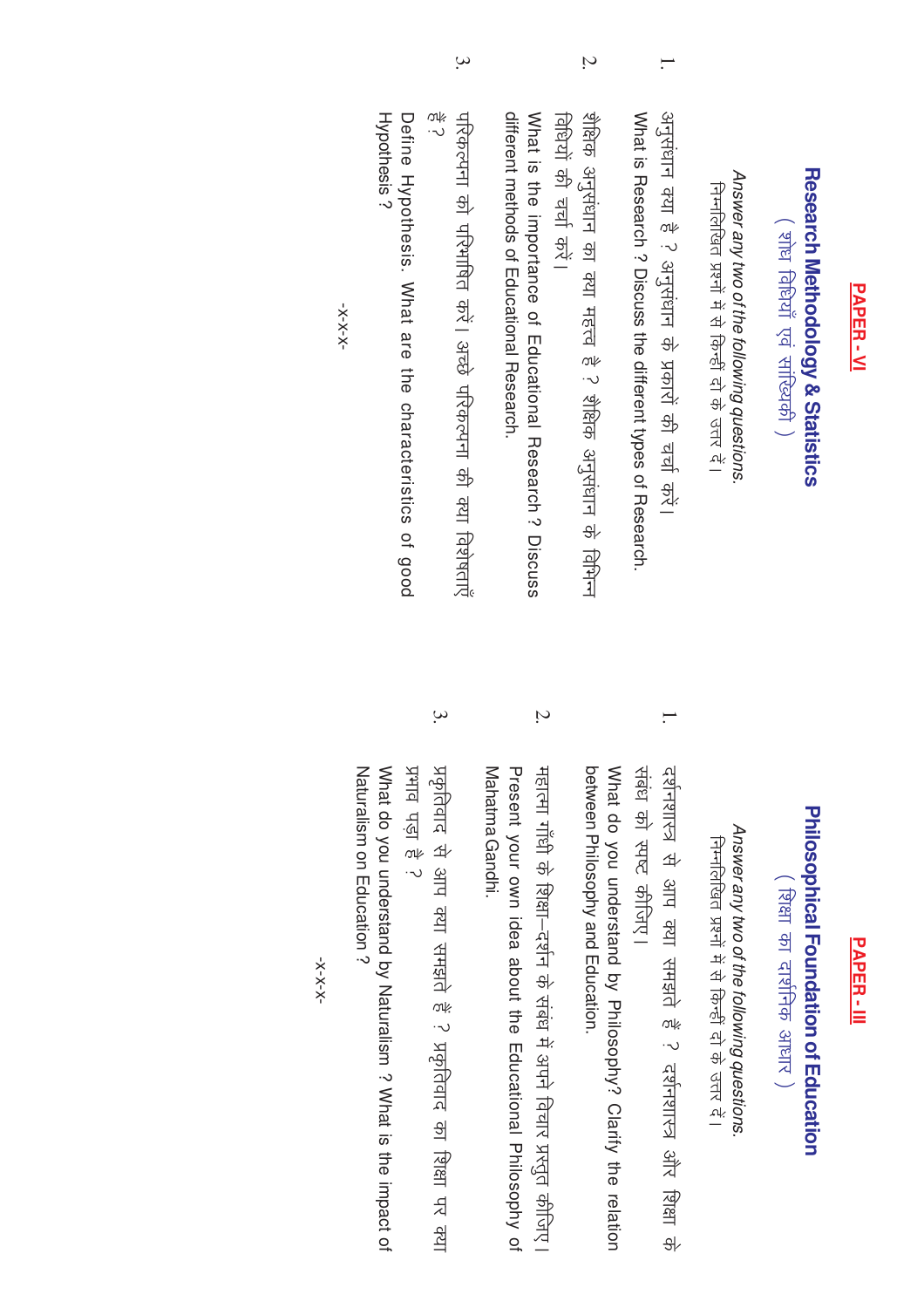## PAPER - VI

### Research Methodology & Statistics

( शोध विधियाँ एवं सांख्यिकी )

*Answer any two of the following questions.*

निम्नलिखित प्रश्नों में से किन्हीं दो के उत्तर दें।

1. अनुसंधान क्या है ? अनुसंधान के प्रकारों की चर्चा करें।
   What is Research ? Discuss the different types of Research.

2. शैक्षिक अनुसंधान का क्या महत्त्व है ? शैक्षिक अनुसंधान के विभिन्न विधियों की चर्चा करें।
   What is the importance of Educational Research ? Discuss different methods of Educational Research.

3. परिकल्पना को परिभाषित करें। अच्छे परिकल्पना की क्या विशेषताएँ हैं ?
   Define Hypothesis. What are the characteristics of good Hypothesis ?

-x-x-

## PAPER - III

### Philosophical Foundation of Education

( शिक्षा का दार्शनिक आधार )

*Answer any two of the following questions.*

निम्नलिखित प्रश्नों में से किन्हीं दो के उत्तर दें।

1. दर्शनशास्त्र से आप क्या समझते हैं ? दर्शनशास्त्र और शिक्षा के संबंध को स्पष्ट कीजिए।
   What do you understand by Philosophy? Clarify the relation between Philosophy and Education.

2. महात्मा गाँधी के शिक्षा–दर्शन के संबंध में अपने विचार प्रस्तुत कीजिए।
   Present your own idea about the Educational Philosophy of Mahatma Gandhi.

3. प्रकृतिवाद से आप क्या समझते हैं ? प्रकृतिवाद का शिक्षा पर क्या प्रभाव पड़ा है ?
   What do you understand by Naturalism ? What is the impact of Naturalism on Education ?

-x-x-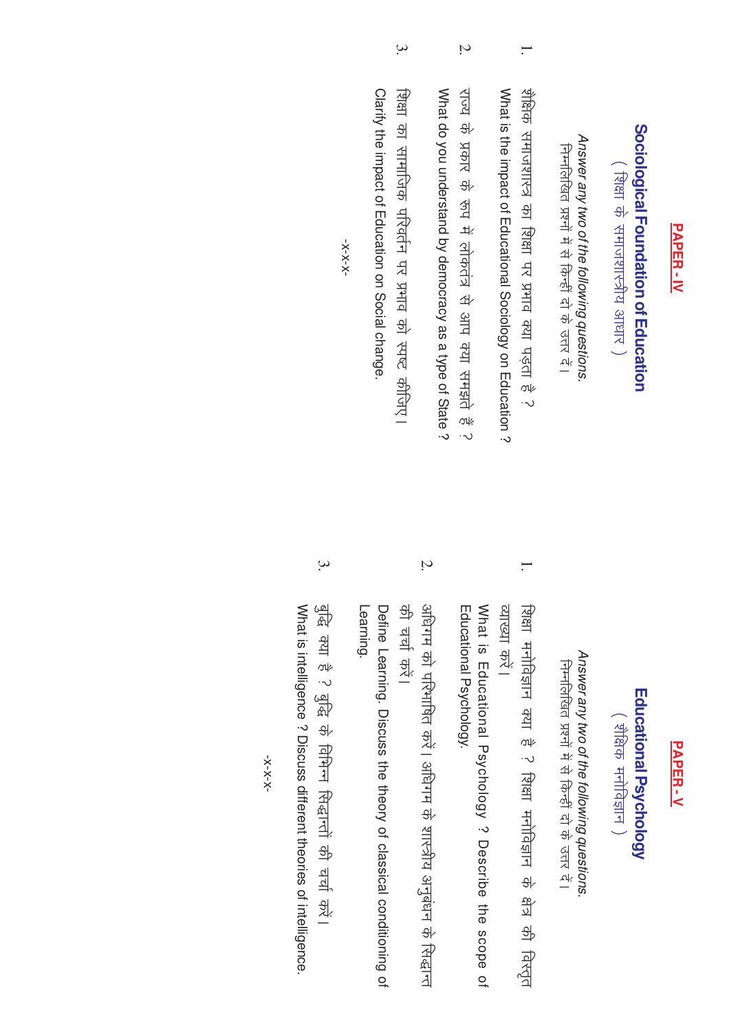## PAPER - IV

### Sociological Foundation of Education

( शिक्षा के समाजशास्त्रीय आधार )

*Answer any two of the following questions.*

निम्नलिखित प्रश्नों में से किन्हीं दो के उत्तर दें।

1. शैक्षिक समाजशास्त्र का शिक्षा पर प्रभाव क्या पड़ता है ?

   What is the impact of Educational Sociology on Education ?

2. राज्य के प्रकार के रूप में लोकतंत्र से आप क्या समझते हैं ?

   What do you understand by democracy as a type of State ?

3. शिक्षा का सामाजिक परिवर्तन पर प्रभाव को स्पष्ट कीजिए।

   Clarify the impact of Education on Social change.

-x-x-x-

## PAPER - V

### Educational Psychology

( शैक्षिक मनोविज्ञान )

*Answer any two of the following questions.*

निम्नलिखित प्रश्नों में से किन्हीं दो के उत्तर दें।

1. शिक्षा मनोविज्ञान क्या है ? शिक्षा मनोविज्ञान के क्षेत्र की विस्तृत व्याख्या करें।

   What is Educational Psychology ? Describe the scope of Educational Psychology.

2. अधिगम को परिभाषित करें। अधिगम के शास्त्रीय अनुबंधन के सिद्धान्त की चर्चा करें।

   Define Learning. Discuss the theory of classical conditioning of Learning.

3. बुद्धि क्या है ? बुद्धि के विभिन्न सिद्धान्तों की चर्चा करें।

   What is intelligence ? Discuss different theories of intelligence.

-x-x-x-